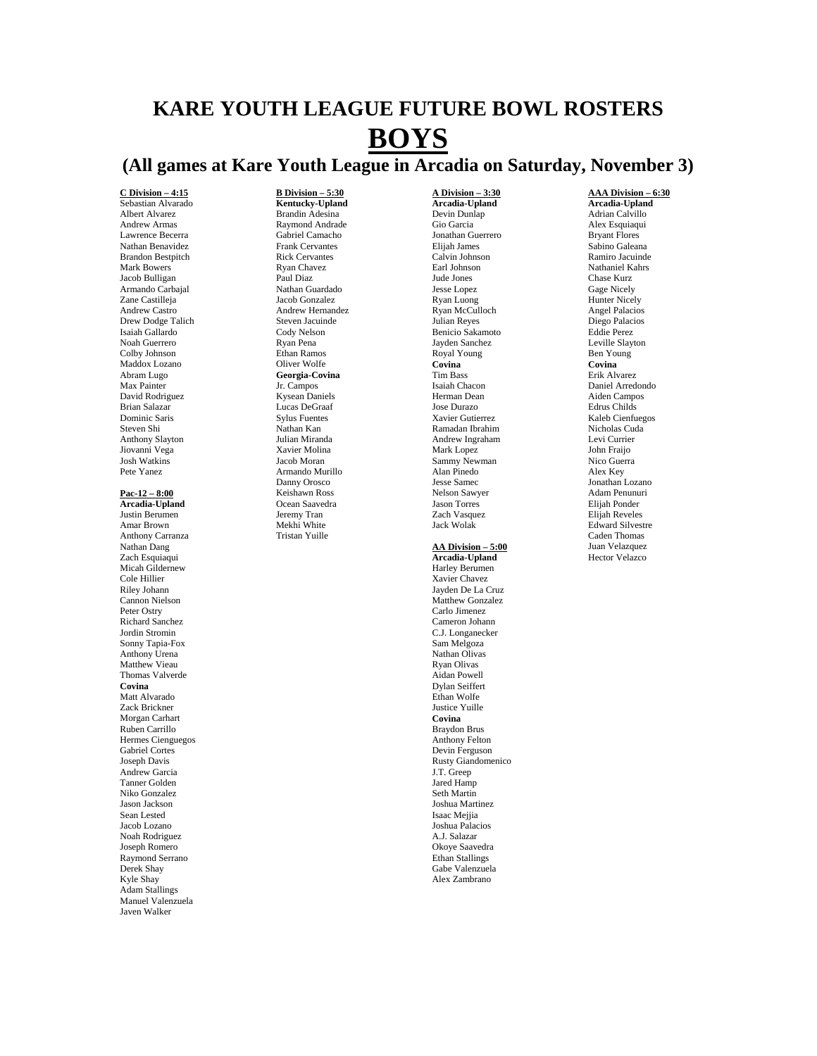# KARE YOUTH LEAGUE FUTURE BOWL ROSTERS

# BOYS

## (All games at Kare Youth League in Arcadia on Saturday, November 3)

**C Division – 4:15**

Sebastian Alvarado
Albert Alvarez
Andrew Armas
Lawrence Becerra
Nathan Benavidez
Brandon Bestpitch
Mark Bowers
Jacob Bulligan
Armando Carbajal
Zane Castilleja
Andrew Castro
Drew Dodge Talich
Isaiah Gallardo
Noah Guerrero
Colby Johnson
Maddox Lozano
Abram Lugo
Max Painter
David Rodriguez
Brian Salazar
Dominic Saris
Steven Shi
Anthony Slayton
Jiovanni Vega
Josh Watkins
Pete Yanez

**Pac-12 – 8:00**

**Arcadia-Upland**

Justin Berumen
Amar Brown
Anthony Carranza
Nathan Dang
Zach Esquiaqui
Micah Gildernew
Cole Hillier
Riley Johann
Cannon Nielson
Peter Ostry
Richard Sanchez
Jordin Stromin
Sonny Tapia-Fox
Anthony Urena
Matthew Vieau
Thomas Valverde

**Covina**

Matt Alvarado
Zack Brickner
Morgan Carhart
Ruben Carrillo
Hermes Cienguegos
Gabriel Cortes
Joseph Davis
Andrew Garcia
Tanner Golden
Niko Gonzalez
Jason Jackson
Sean Lested
Jacob Lozano
Noah Rodriguez
Joseph Romero
Raymond Serrano
Derek Shay
Kyle Shay
Adam Stallings
Manuel Valenzuela
Javen Walker

**B Division – 5:30**

**Kentucky-Upland**

Brandin Adesina
Raymond Andrade
Gabriel Camacho
Frank Cervantes
Rick Cervantes
Ryan Chavez
Paul Diaz
Nathan Guardado
Jacob Gonzalez
Andrew Hernandez
Steven Jacuinde
Cody Nelson
Ryan Pena
Ethan Ramos
Oliver Wolfe

**Georgia-Covina**

Jr. Campos
Kysean Daniels
Lucas DeGraaf
Sylus Fuentes
Nathan Kan
Julian Miranda
Xavier Molina
Jacob Moran
Armando Murillo
Danny Orosco
Keishawn Ross
Ocean Saavedra
Jeremy Tran
Mekhi White
Tristan Yuille

**A Division – 3:30**

**Arcadia-Upland**

Devin Dunlap
Gio Garcia
Jonathan Guerrero
Elijah James
Calvin Johnson
Earl Johnson
Jude Jones
Jesse Lopez
Ryan Luong
Ryan McCulloch
Julian Reyes
Benicio Sakamoto
Jayden Sanchez
Royal Young

**Covina**

Tim Bass
Isaiah Chacon
Herman Dean
Jose Durazo
Xavier Gutierrez
Ramadan Ibrahim
Andrew Ingraham
Mark Lopez
Sammy Newman
Alan Pinedo
Jesse Samec
Nelson Sawyer
Jason Torres
Zach Vasquez
Jack Wolak

**AA Division – 5:00**

**Arcadia-Upland**

Harley Berumen
Xavier Chavez
Jayden De La Cruz
Matthew Gonzalez
Carlo Jimenez
Cameron Johann
C.J. Longanecker
Sam Melgoza
Nathan Olivas
Ryan Olivas
Aidan Powell
Dylan Seiffert
Ethan Wolfe
Justice Yuille

**Covina**

Braydon Brus
Anthony Felton
Devin Ferguson
Rusty Giandomenico
J.T. Greep
Jared Hamp
Seth Martin
Joshua Martinez
Isaac Mejjia
Joshua Palacios
A.J. Salazar
Okoye Saavedra
Ethan Stallings
Gabe Valenzuela
Alex Zambrano

**AAA Division – 6:30**

**Arcadia-Upland**

Adrian Calvillo
Alex Esquiaqui
Bryant Flores
Sabino Galeana
Ramiro Jacuinde
Nathaniel Kahrs
Chase Kurz
Gage Nicely
Hunter Nicely
Angel Palacios
Diego Palacios
Eddie Perez
Leville Slayton
Ben Young

**Covina**

Erik Alvarez
Daniel Arredondo
Aiden Campos
Edrus Childs
Kaleb Cienfuegos
Nicholas Cuda
Levi Currier
John Fraijo
Nico Guerra
Alex Key
Jonathan Lozano
Adam Penunuri
Elijah Ponder
Elijah Reveles
Edward Silvestre
Caden Thomas
Juan Velazquez
Hector Velazco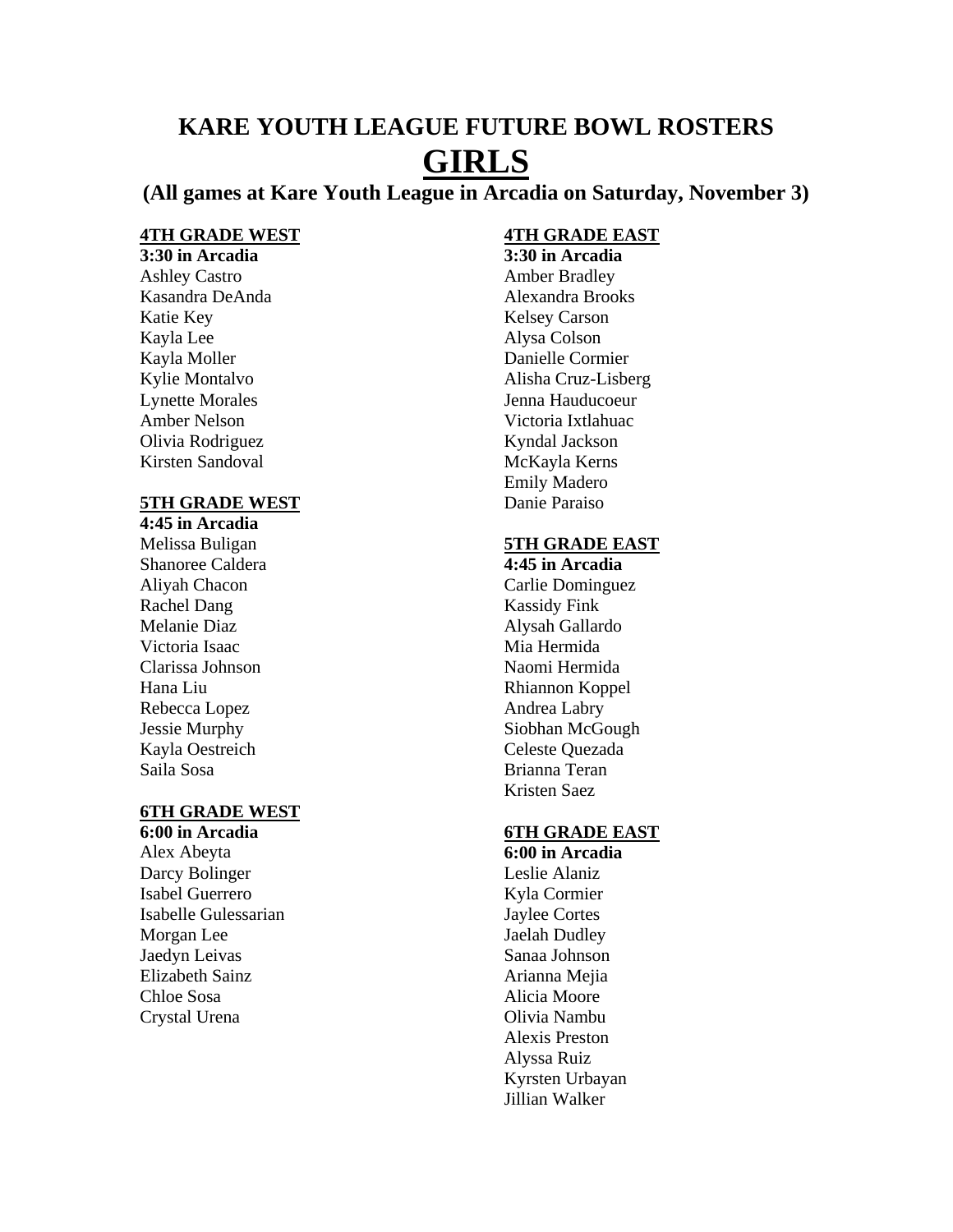# KARE YOUTH LEAGUE FUTURE BOWL ROSTERS

# GIRLS

## (All games at Kare Youth League in Arcadia on Saturday, November 3)

### 4TH GRADE WEST

**3:30 in Arcadia**

Ashley Castro
Kasandra DeAnda
Katie Key
Kayla Lee
Kayla Moller
Kylie Montalvo
Lynette Morales
Amber Nelson
Olivia Rodriguez
Kirsten Sandoval

### 5TH GRADE WEST

**4:45 in Arcadia**

Melissa Buligan
Shanoree Caldera
Aliyah Chacon
Rachel Dang
Melanie Diaz
Victoria Isaac
Clarissa Johnson
Hana Liu
Rebecca Lopez
Jessie Murphy
Kayla Oestreich
Saila Sosa

### 6TH GRADE WEST

**6:00 in Arcadia**

Alex Abeyta
Darcy Bolinger
Isabel Guerrero
Isabelle Gulessarian
Morgan Lee
Jaedyn Leivas
Elizabeth Sainz
Chloe Sosa
Crystal Urena

### 4TH GRADE EAST

**3:30 in Arcadia**

Amber Bradley
Alexandra Brooks
Kelsey Carson
Alysa Colson
Danielle Cormier
Alisha Cruz-Lisberg
Jenna Hauducoeur
Victoria Ixtlahuac
Kyndal Jackson
McKayla Kerns
Emily Madero
Danie Paraiso

### 5TH GRADE EAST

**4:45 in Arcadia**

Carlie Dominguez
Kassidy Fink
Alysah Gallardo
Mia Hermida
Naomi Hermida
Rhiannon Koppel
Andrea Labry
Siobhan McGough
Celeste Quezada
Brianna Teran
Kristen Saez

### 6TH GRADE EAST

**6:00 in Arcadia**

Leslie Alaniz
Kyla Cormier
Jaylee Cortes
Jaelah Dudley
Sanaa Johnson
Arianna Mejia
Alicia Moore
Olivia Nambu
Alexis Preston
Alyssa Ruiz
Kyrsten Urbayan
Jillian Walker